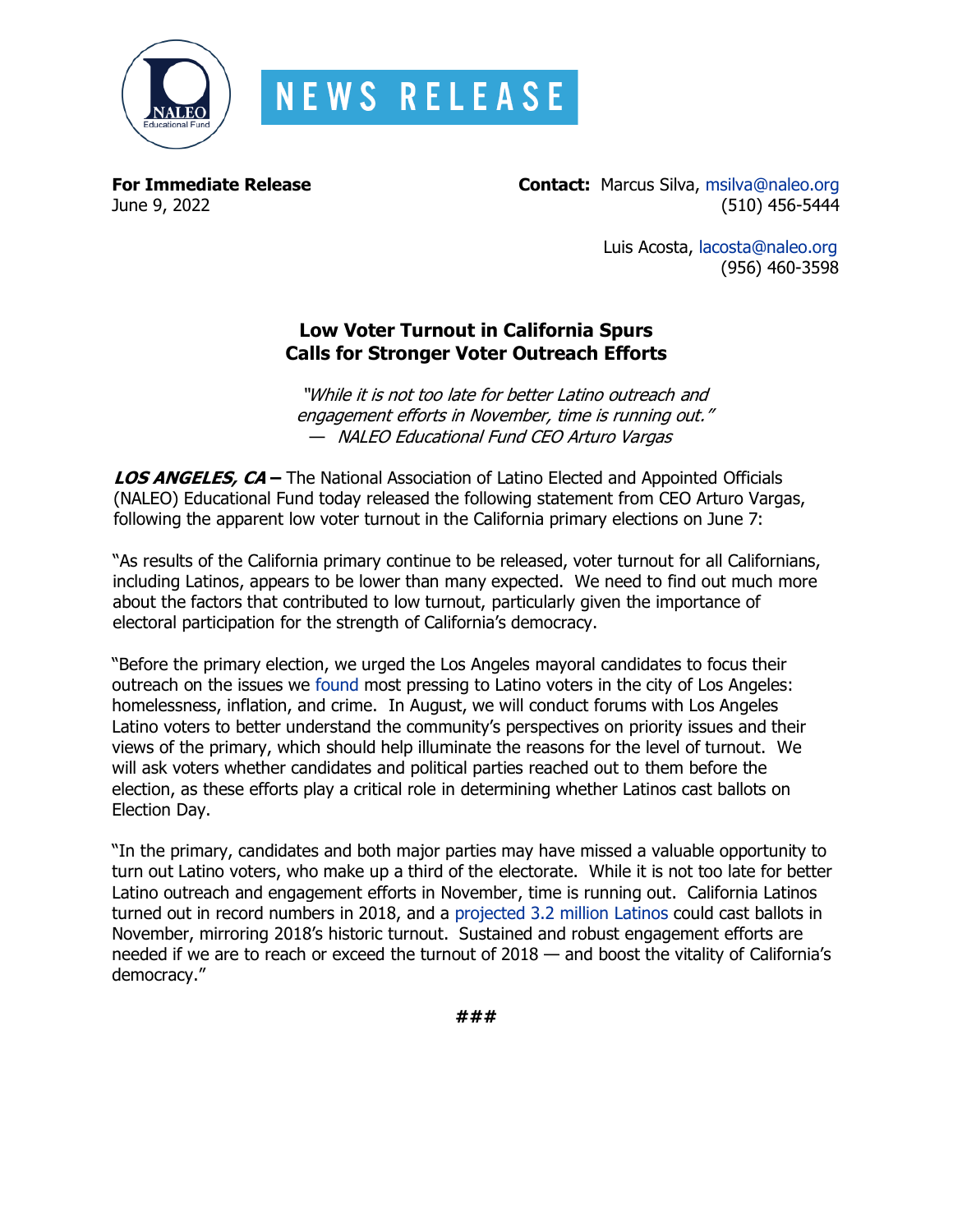# NEWS RELEASE

**For Immediate Release**
June 9, 2022

**Contact:** Marcus Silva, msilva@naleo.org
(510) 456-5444

Luis Acosta, lacosta@naleo.org
(956) 460-3598

## Low Voter Turnout in California Spurs Calls for Stronger Voter Outreach Efforts

*"While it is not too late for better Latino outreach and engagement efforts in November, time is running out."*
*— NALEO Educational Fund CEO Arturo Vargas*

***LOS ANGELES, CA* –** The National Association of Latino Elected and Appointed Officials (NALEO) Educational Fund today released the following statement from CEO Arturo Vargas, following the apparent low voter turnout in the California primary elections on June 7:

"As results of the California primary continue to be released, voter turnout for all Californians, including Latinos, appears to be lower than many expected. We need to find out much more about the factors that contributed to low turnout, particularly given the importance of electoral participation for the strength of California's democracy.

"Before the primary election, we urged the Los Angeles mayoral candidates to focus their outreach on the issues we found most pressing to Latino voters in the city of Los Angeles: homelessness, inflation, and crime. In August, we will conduct forums with Los Angeles Latino voters to better understand the community's perspectives on priority issues and their views of the primary, which should help illuminate the reasons for the level of turnout. We will ask voters whether candidates and political parties reached out to them before the election, as these efforts play a critical role in determining whether Latinos cast ballots on Election Day.

"In the primary, candidates and both major parties may have missed a valuable opportunity to turn out Latino voters, who make up a third of the electorate. While it is not too late for better Latino outreach and engagement efforts in November, time is running out. California Latinos turned out in record numbers in 2018, and a projected 3.2 million Latinos could cast ballots in November, mirroring 2018's historic turnout. Sustained and robust engagement efforts are needed if we are to reach or exceed the turnout of 2018 — and boost the vitality of California's democracy."

###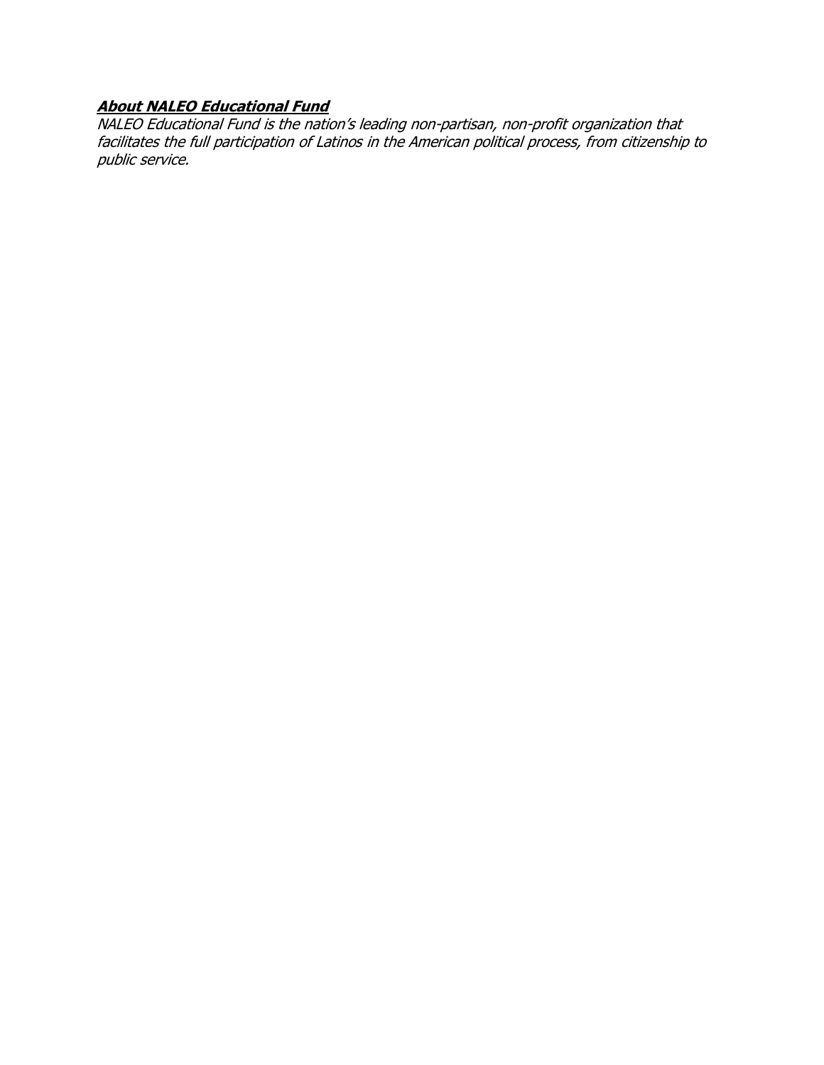***About NALEO Educational Fund***

*NALEO Educational Fund is the nation's leading non-partisan, non-profit organization that facilitates the full participation of Latinos in the American political process, from citizenship to public service.*